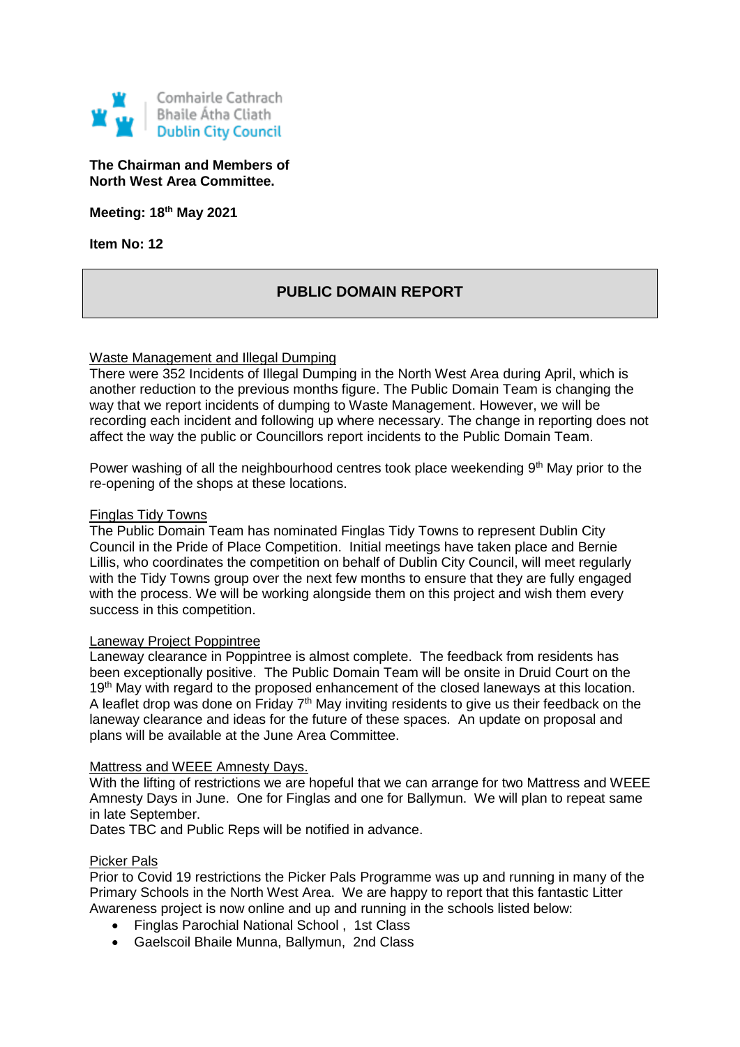Comhairle Cathrach
Bhaile Átha Cliath
Dublin City Council

**The Chairman and Members of North West Area Committee.**

**Meeting: 18th May 2021**

**Item No: 12**

## PUBLIC DOMAIN REPORT

### Waste Management and Illegal Dumping

There were 352 Incidents of Illegal Dumping in the North West Area during April, which is another reduction to the previous months figure. The Public Domain Team is changing the way that we report incidents of dumping to Waste Management. However, we will be recording each incident and following up where necessary. The change in reporting does not affect the way the public or Councillors report incidents to the Public Domain Team.

Power washing of all the neighbourhood centres took place weekending 9th May prior to the re-opening of the shops at these locations.

### Finglas Tidy Towns

The Public Domain Team has nominated Finglas Tidy Towns to represent Dublin City Council in the Pride of Place Competition. Initial meetings have taken place and Bernie Lillis, who coordinates the competition on behalf of Dublin City Council, will meet regularly with the Tidy Towns group over the next few months to ensure that they are fully engaged with the process. We will be working alongside them on this project and wish them every success in this competition.

### Laneway Project Poppintree

Laneway clearance in Poppintree is almost complete. The feedback from residents has been exceptionally positive. The Public Domain Team will be onsite in Druid Court on the 19th May with regard to the proposed enhancement of the closed laneways at this location. A leaflet drop was done on Friday 7th May inviting residents to give us their feedback on the laneway clearance and ideas for the future of these spaces. An update on proposal and plans will be available at the June Area Committee.

### Mattress and WEEE Amnesty Days.

With the lifting of restrictions we are hopeful that we can arrange for two Mattress and WEEE Amnesty Days in June. One for Finglas and one for Ballymun. We will plan to repeat same in late September.
Dates TBC and Public Reps will be notified in advance.

### Picker Pals

Prior to Covid 19 restrictions the Picker Pals Programme was up and running in many of the Primary Schools in the North West Area. We are happy to report that this fantastic Litter Awareness project is now online and up and running in the schools listed below:

- Finglas Parochial National School , 1st Class
- Gaelscoil Bhaile Munna, Ballymun, 2nd Class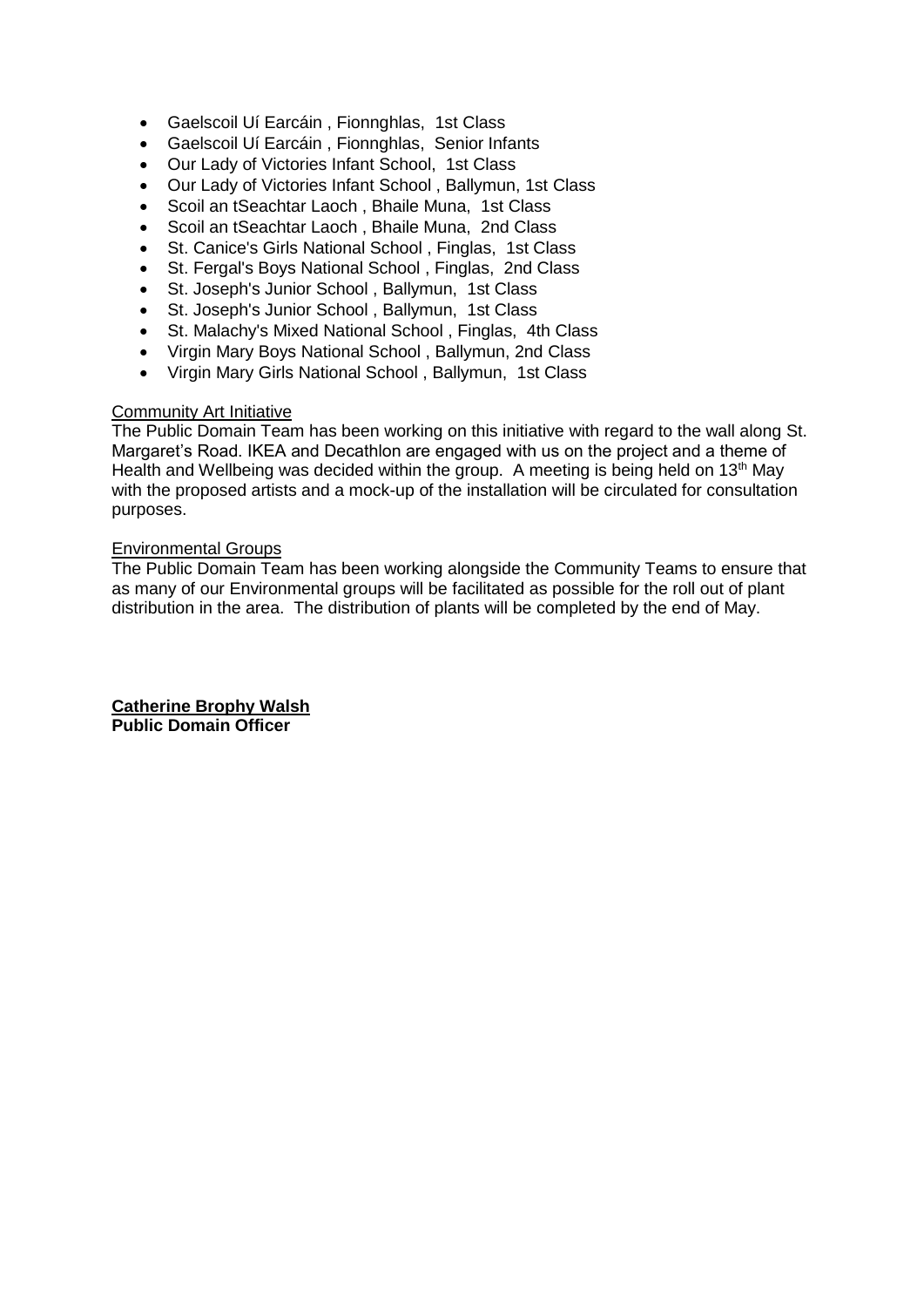- Gaelscoil Uí Earcáin , Fionnghlas,  1st Class
- Gaelscoil Uí Earcáin , Fionnghlas,  Senior Infants
- Our Lady of Victories Infant School,  1st Class
- Our Lady of Victories Infant School , Ballymun, 1st Class
- Scoil an tSeachtar Laoch , Bhaile Muna,  1st Class
- Scoil an tSeachtar Laoch , Bhaile Muna,  2nd Class
- St. Canice's Girls National School , Finglas,  1st Class
- St. Fergal's Boys National School , Finglas,  2nd Class
- St. Joseph's Junior School , Ballymun,  1st Class
- St. Joseph's Junior School , Ballymun,  1st Class
- St. Malachy's Mixed National School , Finglas,  4th Class
- Virgin Mary Boys National School , Ballymun, 2nd Class
- Virgin Mary Girls National School , Ballymun,  1st Class

<u>Community Art Initiative</u>

The Public Domain Team has been working on this initiative with regard to the wall along St. Margaret's Road. IKEA and Decathlon are engaged with us on the project and a theme of Health and Wellbeing was decided within the group.  A meeting is being held on 13th May with the proposed artists and a mock-up of the installation will be circulated for consultation purposes.

<u>Environmental Groups</u>

The Public Domain Team has been working alongside the Community Teams to ensure that as many of our Environmental groups will be facilitated as possible for the roll out of plant distribution in the area.  The distribution of plants will be completed by the end of May.

**<u>Catherine Brophy Walsh</u>**
**Public Domain Officer**